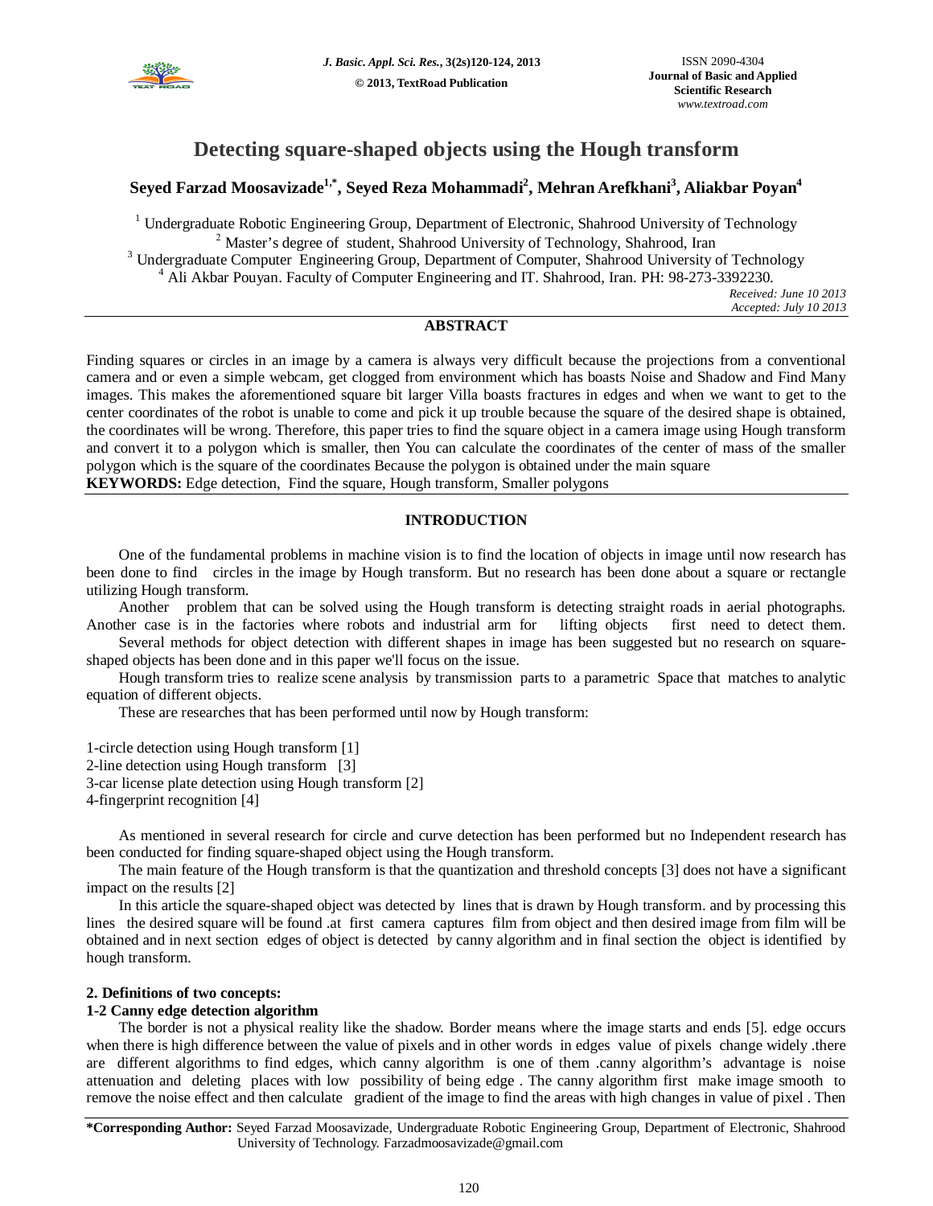# Detecting square-shaped objects using the Hough transform

**Seyed Farzad Moosavizade[1,*], Seyed Reza Mohammadi[2], Mehran Arefkhani[3], Aliakbar Poyan[4]**

[1] Undergraduate Robotic Engineering Group, Department of Electronic, Shahrood University of Technology
[2] Master's degree of student, Shahrood University of Technology, Shahrood, Iran
[3] Undergraduate Computer Engineering Group, Department of Computer, Shahrood University of Technology
[4] Ali Akbar Pouyan. Faculty of Computer Engineering and IT. Shahrood, Iran. PH: 98-273-3392230.

*Received: June 10 2013*
*Accepted: July 10 2013*

## ABSTRACT

Finding squares or circles in an image by a camera is always very difficult because the projections from a conventional camera and or even a simple webcam, get clogged from environment which has boasts Noise and Shadow and Find Many images. This makes the aforementioned square bit larger Villa boasts fractures in edges and when we want to get to the center coordinates of the robot is unable to come and pick it up trouble because the square of the desired shape is obtained, the coordinates will be wrong. Therefore, this paper tries to find the square object in a camera image using Hough transform and convert it to a polygon which is smaller, then You can calculate the coordinates of the center of mass of the smaller polygon which is the square of the coordinates Because the polygon is obtained under the main square

**KEYWORDS:** Edge detection, Find the square, Hough transform, Smaller polygons

## INTRODUCTION

One of the fundamental problems in machine vision is to find the location of objects in image until now research has been done to find circles in the image by Hough transform. But no research has been done about a square or rectangle utilizing Hough transform.

Another problem that can be solved using the Hough transform is detecting straight roads in aerial photographs. Another case is in the factories where robots and industrial arm for lifting objects first need to detect them.

Several methods for object detection with different shapes in image has been suggested but no research on square-shaped objects has been done and in this paper we'll focus on the issue.

Hough transform tries to realize scene analysis by transmission parts to a parametric Space that matches to analytic equation of different objects.

These are researches that has been performed until now by Hough transform:

1-circle detection using Hough transform [1]
2-line detection using Hough transform [3]
3-car license plate detection using Hough transform [2]
4-fingerprint recognition [4]

As mentioned in several research for circle and curve detection has been performed but no Independent research has been conducted for finding square-shaped object using the Hough transform.

The main feature of the Hough transform is that the quantization and threshold concepts [3] does not have a significant impact on the results [2]

In this article the square-shaped object was detected by lines that is drawn by Hough transform. and by processing this lines the desired square will be found .at first camera captures film from object and then desired image from film will be obtained and in next section edges of object is detected by canny algorithm and in final section the object is identified by hough transform.

### 2. Definitions of two concepts:

### 1-2 Canny edge detection algorithm

The border is not a physical reality like the shadow. Border means where the image starts and ends [5]. edge occurs when there is high difference between the value of pixels and in other words in edges value of pixels change widely .there are different algorithms to find edges, which canny algorithm is one of them .canny algorithm's advantage is noise attenuation and deleting places with low possibility of being edge . The canny algorithm first make image smooth to remove the noise effect and then calculate gradient of the image to find the areas with high changes in value of pixel . Then

**\*Corresponding Author:** Seyed Farzad Moosavizade, Undergraduate Robotic Engineering Group, Department of Electronic, Shahrood University of Technology. Farzadmoosavizade@gmail.com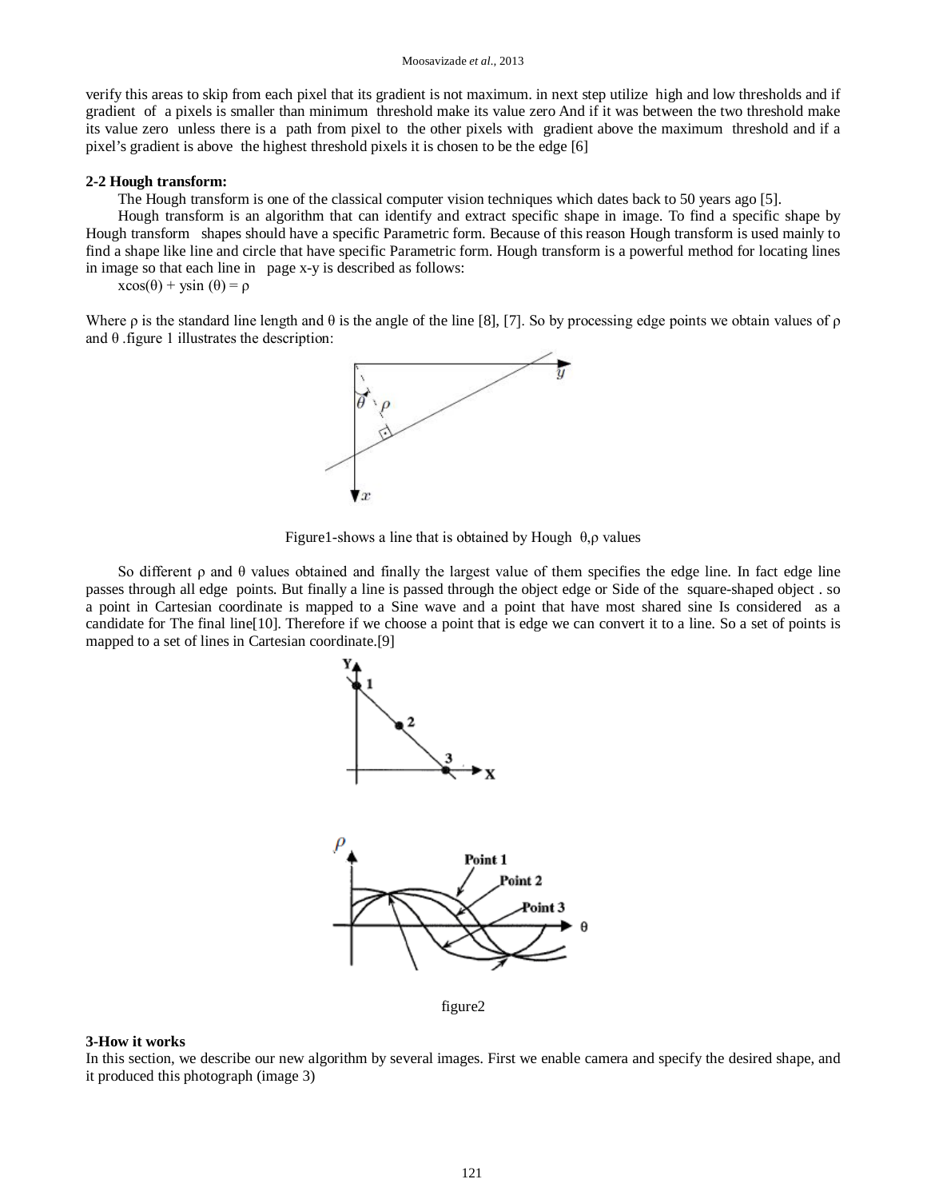verify this areas to skip from each pixel that its gradient is not maximum. in next step utilize high and low thresholds and if gradient of a pixels is smaller than minimum threshold make its value zero And if it was between the two threshold make its value zero unless there is a path from pixel to the other pixels with gradient above the maximum threshold and if a pixel's gradient is above the highest threshold pixels it is chosen to be the edge [6]

**2-2 Hough transform:**

The Hough transform is one of the classical computer vision techniques which dates back to 50 years ago [5].

Hough transform is an algorithm that can identify and extract specific shape in image. To find a specific shape by Hough transform shapes should have a specific Parametric form. Because of this reason Hough transform is used mainly to find a shape like line and circle that have specific Parametric form. Hough transform is a powerful method for locating lines in image so that each line in page x-y is described as follows:

$x\cos(\theta) + y\sin(\theta) = \rho$

Where $\rho$ is the standard line length and $\theta$ is the angle of the line [8], [7]. So by processing edge points we obtain values of $\rho$ and $\theta$ .figure 1 illustrates the description:

Figure1-shows a line that is obtained by Hough $\theta,\rho$ values

So different $\rho$ and $\theta$ values obtained and finally the largest value of them specifies the edge line. In fact edge line passes through all edge points. But finally a line is passed through the object edge or Side of the square-shaped object . so a point in Cartesian coordinate is mapped to a Sine wave and a point that have most shared sine Is considered as a candidate for The final line[10]. Therefore if we choose a point that is edge we can convert it to a line. So a set of points is mapped to a set of lines in Cartesian coordinate.[9]

figure2

**3-How it works**

In this section, we describe our new algorithm by several images. First we enable camera and specify the desired shape, and it produced this photograph (image 3)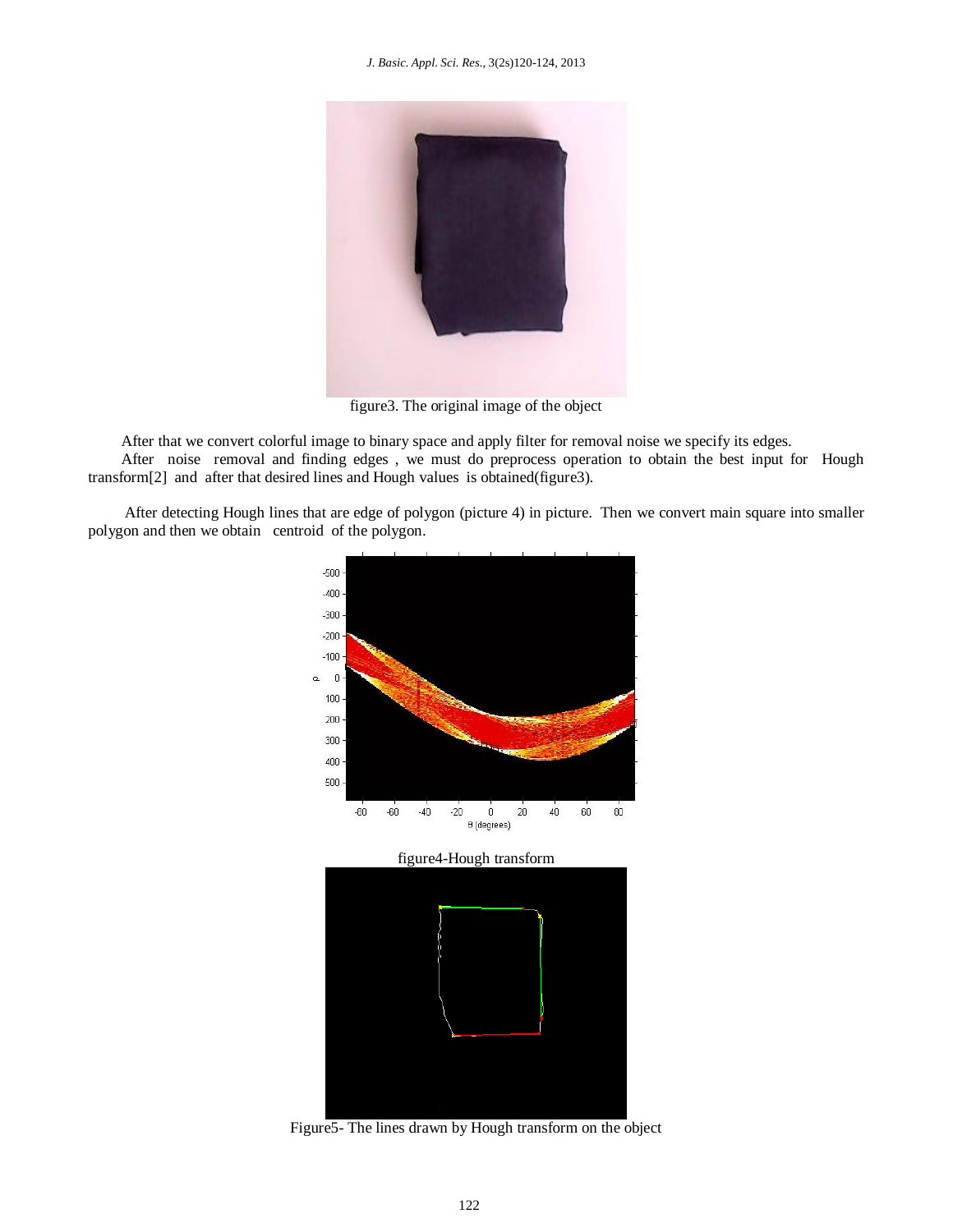figure3. The original image of the object

After that we convert colorful image to binary space and apply filter for removal noise we specify its edges.

After noise removal and finding edges , we must do preprocess operation to obtain the best input for Hough transform[2] and after that desired lines and Hough values is obtained(figure3).

After detecting Hough lines that are edge of polygon (picture 4) in picture. Then we convert main square into smaller polygon and then we obtain centroid of the polygon.

figure4-Hough transform

Figure5- The lines drawn by Hough transform on the object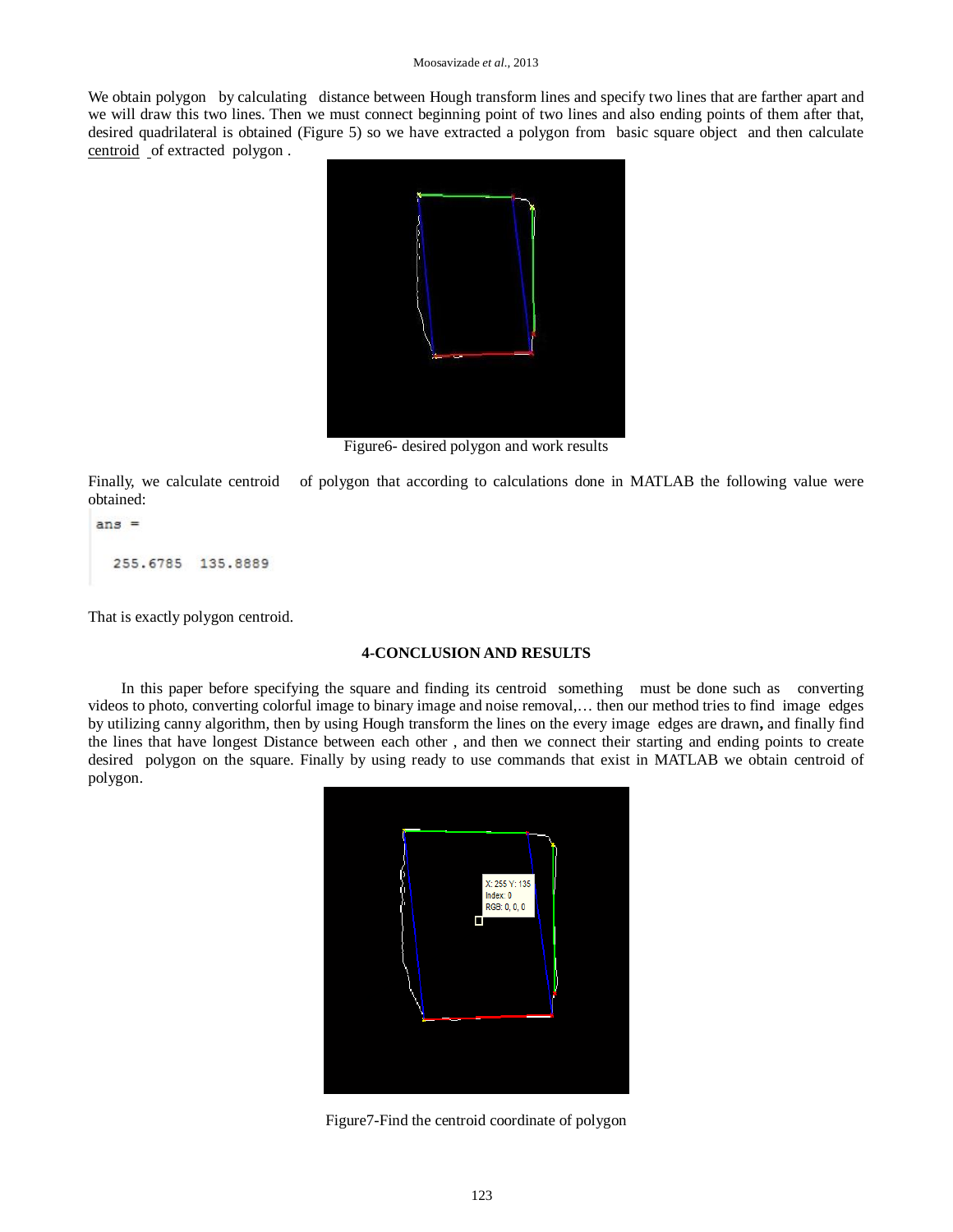We obtain polygon by calculating distance between Hough transform lines and specify two lines that are farther apart and we will draw this two lines. Then we must connect beginning point of two lines and also ending points of them after that, desired quadrilateral is obtained (Figure 5) so we have extracted a polygon from basic square object and then calculate centroid of extracted polygon .

Figure6- desired polygon and work results

Finally, we calculate centroid of polygon that according to calculations done in MATLAB the following value were obtained:

```
ans =

  255.6785  135.8889
```

That is exactly polygon centroid.

## 4-CONCLUSION AND RESULTS

In this paper before specifying the square and finding its centroid something must be done such as converting videos to photo, converting colorful image to binary image and noise removal,… then our method tries to find image edges by utilizing canny algorithm, then by using Hough transform the lines on the every image edges are drawn**,** and finally find the lines that have longest Distance between each other , and then we connect their starting and ending points to create desired polygon on the square. Finally by using ready to use commands that exist in MATLAB we obtain centroid of polygon.

Figure7-Find the centroid coordinate of polygon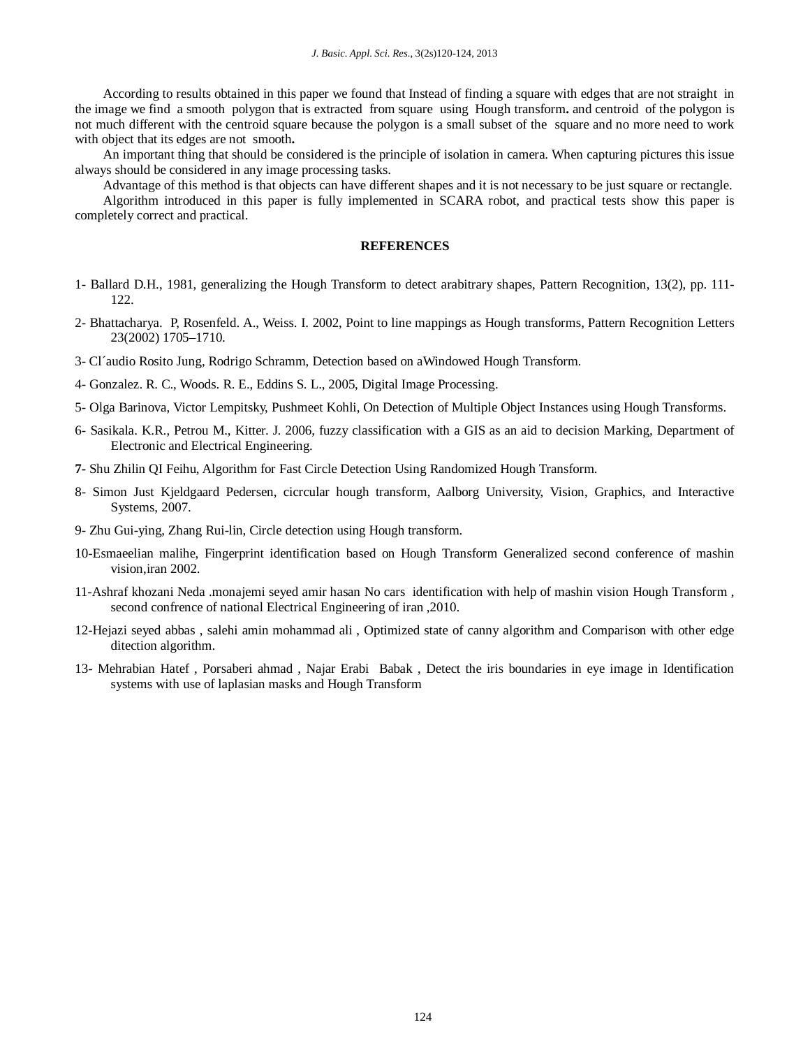According to results obtained in this paper we found that Instead of finding a square with edges that are not straight in the image we find a smooth polygon that is extracted from square using Hough transform**.** and centroid of the polygon is not much different with the centroid square because the polygon is a small subset of the square and no more need to work with object that its edges are not smooth**.**

An important thing that should be considered is the principle of isolation in camera. When capturing pictures this issue always should be considered in any image processing tasks.

Advantage of this method is that objects can have different shapes and it is not necessary to be just square or rectangle.

Algorithm introduced in this paper is fully implemented in SCARA robot, and practical tests show this paper is completely correct and practical.

## REFERENCES

1- Ballard D.H., 1981, generalizing the Hough Transform to detect arabitrary shapes, Pattern Recognition, 13(2), pp. 111-122.

2- Bhattacharya. P, Rosenfeld. A., Weiss. I. 2002, Point to line mappings as Hough transforms, Pattern Recognition Letters 23(2002) 1705–1710.

3- Cl´audio Rosito Jung, Rodrigo Schramm, Detection based on aWindowed Hough Transform.

4- Gonzalez. R. C., Woods. R. E., Eddins S. L., 2005, Digital Image Processing.

5- Olga Barinova, Victor Lempitsky, Pushmeet Kohli, On Detection of Multiple Object Instances using Hough Transforms.

6- Sasikala. K.R., Petrou M., Kitter. J. 2006, fuzzy classification with a GIS as an aid to decision Marking, Department of Electronic and Electrical Engineering.

**7-** Shu Zhilin QI Feihu, Algorithm for Fast Circle Detection Using Randomized Hough Transform.

8- Simon Just Kjeldgaard Pedersen, cicrcular hough transform, Aalborg University, Vision, Graphics, and Interactive Systems, 2007.

9- Zhu Gui-ying, Zhang Rui-lin, Circle detection using Hough transform.

10-Esmaeelian malihe, Fingerprint identification based on Hough Transform Generalized second conference of mashin vision,iran 2002.

11-Ashraf khozani Neda .monajemi seyed amir hasan No cars identification with help of mashin vision Hough Transform , second confrence of national Electrical Engineering of iran ,2010.

12-Hejazi seyed abbas , salehi amin mohammad ali , Optimized state of canny algorithm and Comparison with other edge ditection algorithm.

13- Mehrabian Hatef , Porsaberi ahmad , Najar Erabi Babak , Detect the iris boundaries in eye image in Identification systems with use of laplasian masks and Hough Transform